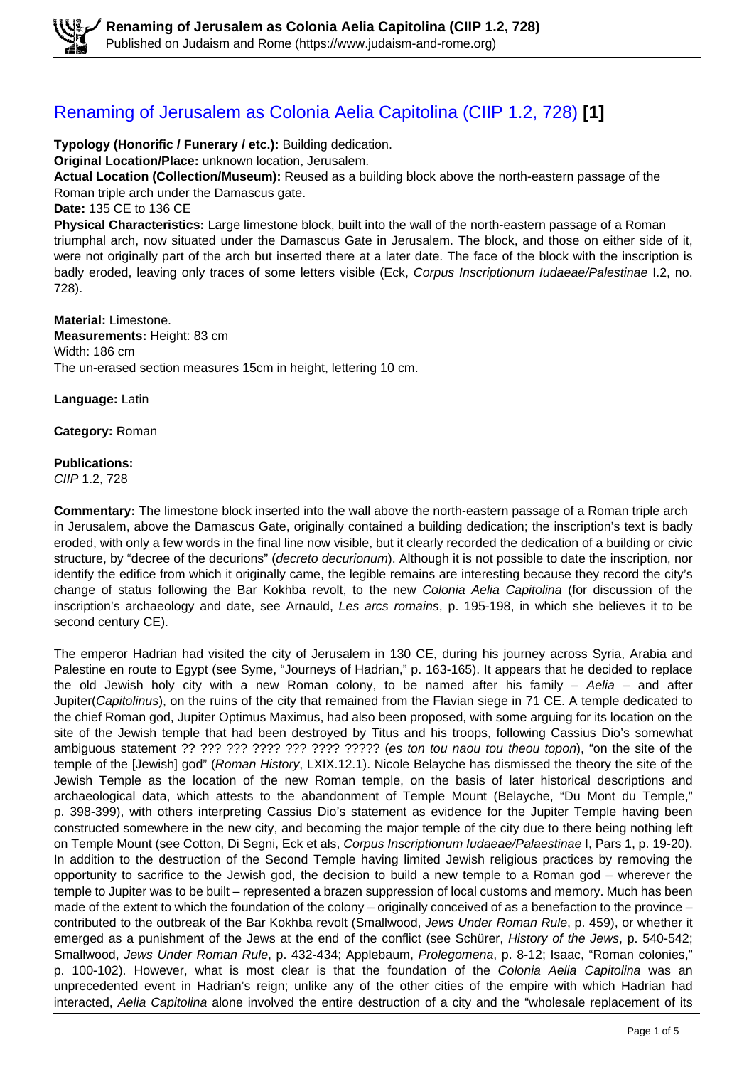# [Renaming of Jerusalem as Colonia Aelia Capitolina (CIIP 1.2, 728)](#) [1]

**Typology (Honorific / Funerary / etc.):** Building dedication.

**Original Location/Place:** unknown location, Jerusalem.

**Actual Location (Collection/Museum):** Reused as a building block above the north-eastern passage of the Roman triple arch under the Damascus gate.

**Date:** 135 CE to 136 CE

**Physical Characteristics:** Large limestone block, built into the wall of the north-eastern passage of a Roman triumphal arch, now situated under the Damascus Gate in Jerusalem. The block, and those on either side of it, were not originally part of the arch but inserted there at a later date. The face of the block with the inscription is badly eroded, leaving only traces of some letters visible (Eck, *Corpus Inscriptionum Iudaeae/Palestinae* I.2, no. 728).

**Material:** Limestone.

**Measurements:** Height: 83 cm
Width: 186 cm
The un-erased section measures 15cm in height, lettering 10 cm.

**Language:** Latin

**Category:** Roman

**Publications:**
*CIIP* 1.2, 728

**Commentary:** The limestone block inserted into the wall above the north-eastern passage of a Roman triple arch in Jerusalem, above the Damascus Gate, originally contained a building dedication; the inscription's text is badly eroded, with only a few words in the final line now visible, but it clearly recorded the dedication of a building or civic structure, by "decree of the decurions" (*decreto decurionum*). Although it is not possible to date the inscription, nor identify the edifice from which it originally came, the legible remains are interesting because they record the city's change of status following the Bar Kokhba revolt, to the new *Colonia Aelia Capitolina* (for discussion of the inscription's archaeology and date, see Arnauld, *Les arcs romains*, p. 195-198, in which she believes it to be second century CE).

The emperor Hadrian had visited the city of Jerusalem in 130 CE, during his journey across Syria, Arabia and Palestine en route to Egypt (see Syme, "Journeys of Hadrian," p. 163-165). It appears that he decided to replace the old Jewish holy city with a new Roman colony, to be named after his family – *Aelia* – and after Jupiter(*Capitolinus*), on the ruins of the city that remained from the Flavian siege in 71 CE. A temple dedicated to the chief Roman god, Jupiter Optimus Maximus, had also been proposed, with some arguing for its location on the site of the Jewish temple that had been destroyed by Titus and his troops, following Cassius Dio's somewhat ambiguous statement ?? ??? ??? ???? ??? ???? ????? (*es ton tou naou tou theou topon*), "on the site of the temple of the [Jewish] god" (*Roman History*, LXIX.12.1). Nicole Belayche has dismissed the theory the site of the Jewish Temple as the location of the new Roman temple, on the basis of later historical descriptions and archaeological data, which attests to the abandonment of Temple Mount (Belayche, "Du Mont du Temple," p. 398-399), with others interpreting Cassius Dio's statement as evidence for the Jupiter Temple having been constructed somewhere in the new city, and becoming the major temple of the city due to there being nothing left on Temple Mount (see Cotton, Di Segni, Eck et als, *Corpus Inscriptionum Iudaeae/Palaestinae* I, Pars 1, p. 19-20). In addition to the destruction of the Second Temple having limited Jewish religious practices by removing the opportunity to sacrifice to the Jewish god, the decision to build a new temple to a Roman god – wherever the temple to Jupiter was to be built – represented a brazen suppression of local customs and memory. Much has been made of the extent to which the foundation of the colony – originally conceived of as a benefaction to the province – contributed to the outbreak of the Bar Kokhba revolt (Smallwood, *Jews Under Roman Rule*, p. 459), or whether it emerged as a punishment of the Jews at the end of the conflict (see Schürer, *History of the Jews*, p. 540-542; Smallwood, *Jews Under Roman Rule*, p. 432-434; Applebaum, *Prolegomena*, p. 8-12; Isaac, "Roman colonies," p. 100-102). However, what is most clear is that the foundation of the *Colonia Aelia Capitolina* was an unprecedented event in Hadrian's reign; unlike any of the other cities of the empire with which Hadrian had interacted, *Aelia Capitolina* alone involved the entire destruction of a city and the "wholesale replacement of its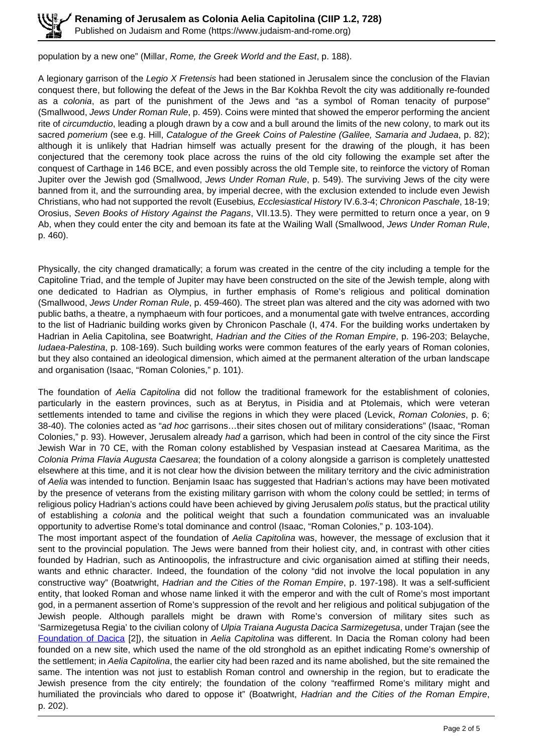population by a new one" (Millar, *Rome, the Greek World and the East*, p. 188).

A legionary garrison of the *Legio X Fretensis* had been stationed in Jerusalem since the conclusion of the Flavian conquest there, but following the defeat of the Jews in the Bar Kokhba Revolt the city was additionally re-founded as a *colonia*, as part of the punishment of the Jews and "as a symbol of Roman tenacity of purpose" (Smallwood, *Jews Under Roman Rule*, p. 459). Coins were minted that showed the emperor performing the ancient rite of *circumductio*, leading a plough drawn by a cow and a bull around the limits of the new colony, to mark out its sacred *pomerium* (see e.g. Hill, *Catalogue of the Greek Coins of Palestine (Galilee, Samaria and Judaea*, p. 82); although it is unlikely that Hadrian himself was actually present for the drawing of the plough, it has been conjectured that the ceremony took place across the ruins of the old city following the example set after the conquest of Carthage in 146 BCE, and even possibly across the old Temple site, to reinforce the victory of Roman Jupiter over the Jewish god (Smallwood, *Jews Under Roman Rule*, p. 549). The surviving Jews of the city were banned from it, and the surrounding area, by imperial decree, with the exclusion extended to include even Jewish Christians, who had not supported the revolt (Eusebius*, Ecclesiastical History* IV.6.3-4; *Chronicon Paschale*, 18-19; Orosius, *Seven Books of History Against the Pagans*, VII.13.5). They were permitted to return once a year, on 9 Ab, when they could enter the city and bemoan its fate at the Wailing Wall (Smallwood, *Jews Under Roman Rule*, p. 460).

Physically, the city changed dramatically; a forum was created in the centre of the city including a temple for the Capitoline Triad, and the temple of Jupiter may have been constructed on the site of the Jewish temple, along with one dedicated to Hadrian as Olympius, in further emphasis of Rome's religious and political domination (Smallwood, *Jews Under Roman Rule*, p. 459-460). The street plan was altered and the city was adorned with two public baths, a theatre, a nymphaeum with four porticoes, and a monumental gate with twelve entrances, according to the list of Hadrianic building works given by Chronicon Paschale (I, 474. For the building works undertaken by Hadrian in Aelia Capitolina, see Boatwright, *Hadrian and the Cities of the Roman Empire*, p. 196-203; Belayche, *Iudaea-Palestina*, p. 108-169). Such building works were common features of the early years of Roman colonies, but they also contained an ideological dimension, which aimed at the permanent alteration of the urban landscape and organisation (Isaac, "Roman Colonies," p. 101).

The foundation of *Aelia Capitolina* did not follow the traditional framework for the establishment of colonies, particularly in the eastern provinces, such as at Berytus, in Pisidia and at Ptolemais, which were veteran settlements intended to tame and civilise the regions in which they were placed (Levick, *Roman Colonies*, p. 6; 38-40). The colonies acted as "*ad hoc* garrisons…their sites chosen out of military considerations" (Isaac, "Roman Colonies," p. 93). However, Jerusalem already *had* a garrison, which had been in control of the city since the First Jewish War in 70 CE, with the Roman colony established by Vespasian instead at Caesarea Maritima, as the *Colonia Prima Flavia Augusta Caesarea*; the foundation of a colony alongside a garrison is completely unattested elsewhere at this time, and it is not clear how the division between the military territory and the civic administration of *Aelia* was intended to function. Benjamin Isaac has suggested that Hadrian's actions may have been motivated by the presence of veterans from the existing military garrison with whom the colony could be settled; in terms of religious policy Hadrian's actions could have been achieved by giving Jerusalem *polis* status, but the practical utility of establishing a *colonia* and the political weight that such a foundation communicated was an invaluable opportunity to advertise Rome's total dominance and control (Isaac, "Roman Colonies," p. 103-104).

The most important aspect of the foundation of *Aelia Capitolina* was, however, the message of exclusion that it sent to the provincial population. The Jews were banned from their holiest city, and, in contrast with other cities founded by Hadrian, such as Antinoopolis, the infrastructure and civic organisation aimed at stifling their needs, wants and ethnic character. Indeed, the foundation of the colony "did not involve the local population in any constructive way" (Boatwright, *Hadrian and the Cities of the Roman Empire*, p. 197-198). It was a self-sufficient entity, that looked Roman and whose name linked it with the emperor and with the cult of Rome's most important god, in a permanent assertion of Rome's suppression of the revolt and her religious and political subjugation of the Jewish people. Although parallels might be drawn with Rome's conversion of military sites such as 'Sarmizegetusa Regia' to the civilian colony of *Ulpia Traiana Augusta Dacica Sarmizegetusa*, under Trajan (see the Foundation of Dacica [2]), the situation in *Aelia Capitolina* was different. In Dacia the Roman colony had been founded on a new site, which used the name of the old stronghold as an epithet indicating Rome's ownership of the settlement; in *Aelia Capitolina*, the earlier city had been razed and its name abolished, but the site remained the same. The intention was not just to establish Roman control and ownership in the region, but to eradicate the Jewish presence from the city entirely; the foundation of the colony "reaffirmed Rome's military might and humiliated the provincials who dared to oppose it" (Boatwright, *Hadrian and the Cities of the Roman Empire*, p. 202).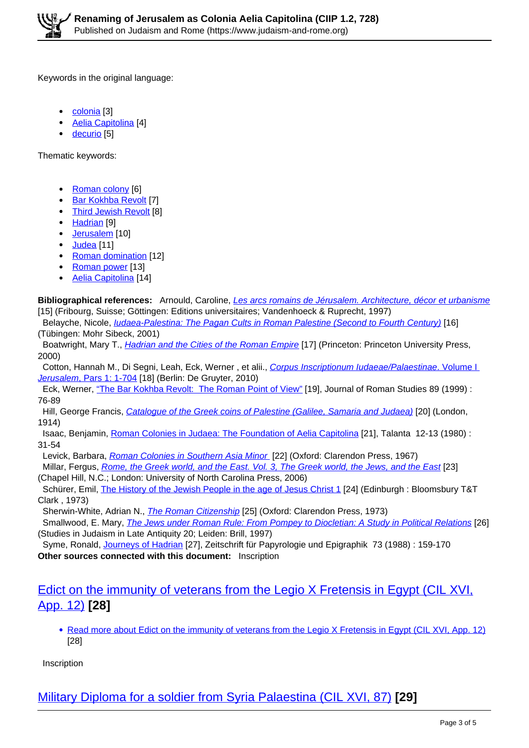Keywords in the original language:

- colonia [3]
- Aelia Capitolina [4]
- decurio [5]

Thematic keywords:

- Roman colony [6]
- Bar Kokhba Revolt [7]
- Third Jewish Revolt [8]
- Hadrian [9]
- Jerusalem [10]
- Judea [11]
- Roman domination [12]
- Roman power [13]
- Aelia Capitolina [14]

**Bibliographical references:** Arnould, Caroline, *Les arcs romains de Jérusalem. Architecture, décor et urbanisme* [15] (Fribourg, Suisse; Göttingen: Editions universitaires; Vandenhoeck & Ruprecht, 1997)
Belayche, Nicole, *Iudaea-Palestina: The Pagan Cults in Roman Palestine (Second to Fourth Century)* [16] (Tübingen: Mohr Sibeck, 2001)
Boatwright, Mary T., *Hadrian and the Cities of the Roman Empire* [17] (Princeton: Princeton University Press, 2000)
Cotton, Hannah M., Di Segni, Leah, Eck, Werner , et alii., *Corpus Inscriptionum Iudaeae/Palaestinae*. Volume I Jerusalem, Pars 1: 1-704 [18] (Berlin: De Gruyter, 2010)
Eck, Werner, "The Bar Kokhba Revolt: The Roman Point of View" [19], Journal of Roman Studies 89 (1999) : 76-89
Hill, George Francis, *Catalogue of the Greek coins of Palestine (Galilee, Samaria and Judaea)* [20] (London, 1914)
Isaac, Benjamin, Roman Colonies in Judaea: The Foundation of Aelia Capitolina [21], Talanta 12-13 (1980) : 31-54
Levick, Barbara, *Roman Colonies in Southern Asia Minor* [22] (Oxford: Clarendon Press, 1967)
Millar, Fergus, *Rome, the Greek world, and the East. Vol. 3, The Greek world, the Jews, and the East* [23] (Chapel Hill, N.C.; London: University of North Carolina Press, 2006)
Schürer, Emil, The History of the Jewish People in the age of Jesus Christ 1 [24] (Edinburgh : Bloomsbury T&T Clark , 1973)
Sherwin-White, Adrian N., *The Roman Citizenship* [25] (Oxford: Clarendon Press, 1973)
Smallwood, E. Mary, *The Jews under Roman Rule: From Pompey to Diocletian: A Study in Political Relations* [26] (Studies in Judaism in Late Antiquity 20; Leiden: Brill, 1997)
Syme, Ronald, Journeys of Hadrian [27], Zeitschrift für Papyrologie und Epigraphik 73 (1988) : 159-170
**Other sources connected with this document:** Inscription

## Edict on the immunity of veterans from the Legio X Fretensis in Egypt (CIL XVI, App. 12) [28]

- Read more about Edict on the immunity of veterans from the Legio X Fretensis in Egypt (CIL XVI, App. 12) [28]

Inscription

## Military Diploma for a soldier from Syria Palaestina (CIL XVI, 87) [29]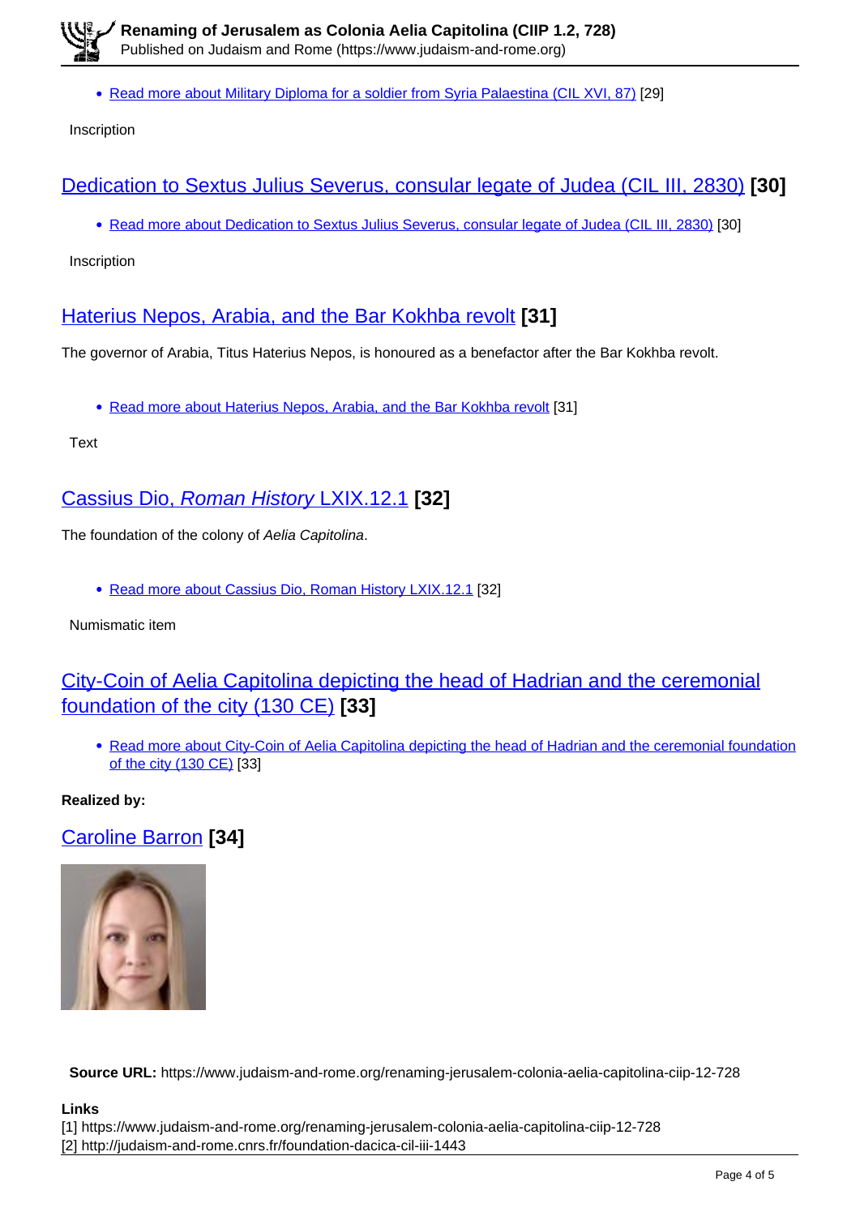- Read more about Military Diploma for a soldier from Syria Palaestina (CIL XVI, 87) [29]

Inscription

## Dedication to Sextus Julius Severus, consular legate of Judea (CIL III, 2830) [30]

- Read more about Dedication to Sextus Julius Severus, consular legate of Judea (CIL III, 2830) [30]

Inscription

## Haterius Nepos, Arabia, and the Bar Kokhba revolt [31]

The governor of Arabia, Titus Haterius Nepos, is honoured as a benefactor after the Bar Kokhba revolt.

- Read more about Haterius Nepos, Arabia, and the Bar Kokhba revolt [31]

Text

## Cassius Dio, *Roman History* LXIX.12.1 [32]

The foundation of the colony of *Aelia Capitolina*.

- Read more about Cassius Dio, Roman History LXIX.12.1 [32]

Numismatic item

## City-Coin of Aelia Capitolina depicting the head of Hadrian and the ceremonial foundation of the city (130 CE) [33]

- Read more about City-Coin of Aelia Capitolina depicting the head of Hadrian and the ceremonial foundation of the city (130 CE) [33]

**Realized by:**

## Caroline Barron [34]

**Source URL:** https://www.judaism-and-rome.org/renaming-jerusalem-colonia-aelia-capitolina-ciip-12-728

**Links**

[1] https://www.judaism-and-rome.org/renaming-jerusalem-colonia-aelia-capitolina-ciip-12-728
[2] http://judaism-and-rome.cnrs.fr/foundation-dacica-cil-iii-1443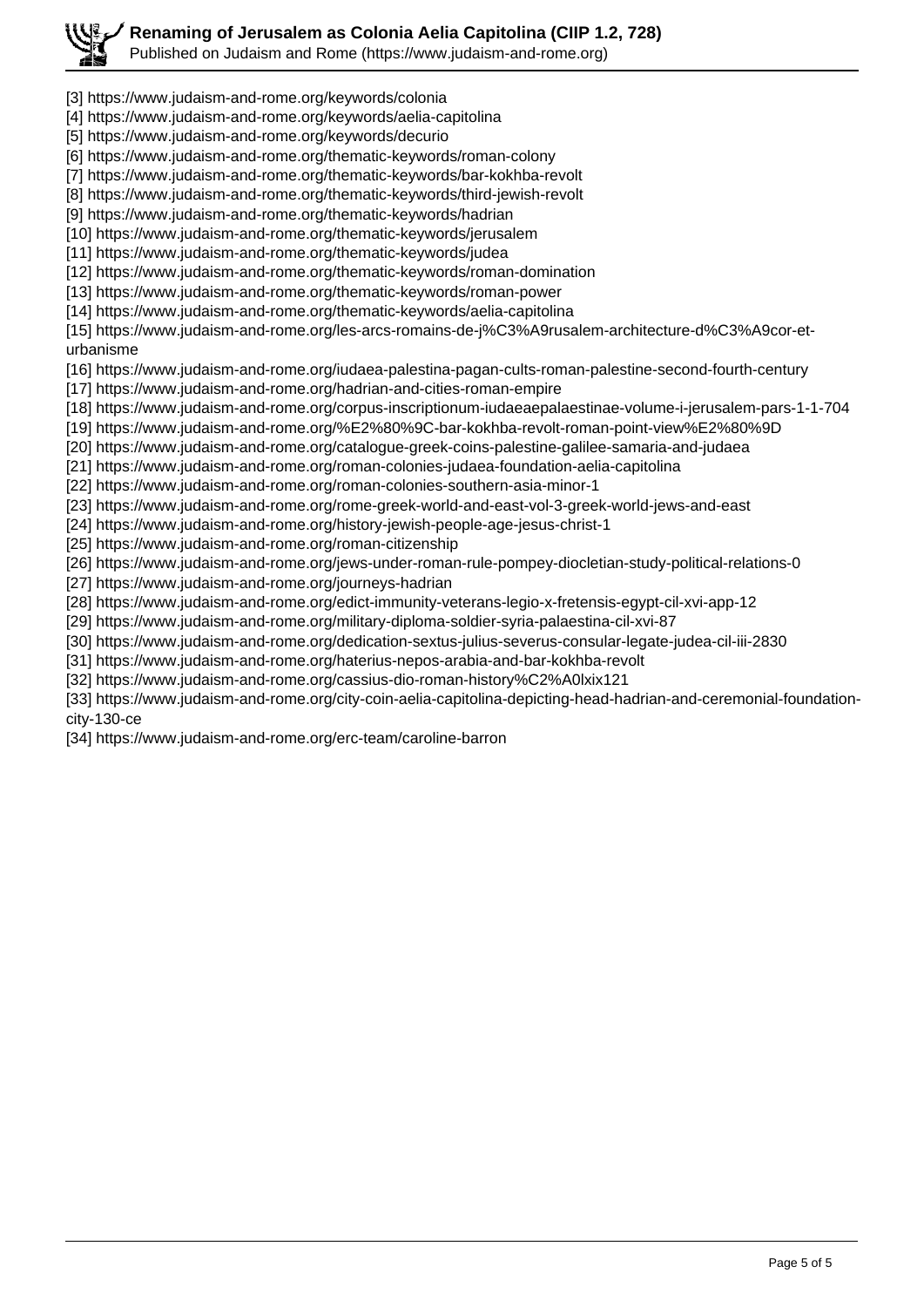[3] https://www.judaism-and-rome.org/keywords/colonia
[4] https://www.judaism-and-rome.org/keywords/aelia-capitolina
[5] https://www.judaism-and-rome.org/keywords/decurio
[6] https://www.judaism-and-rome.org/thematic-keywords/roman-colony
[7] https://www.judaism-and-rome.org/thematic-keywords/bar-kokhba-revolt
[8] https://www.judaism-and-rome.org/thematic-keywords/third-jewish-revolt
[9] https://www.judaism-and-rome.org/thematic-keywords/hadrian
[10] https://www.judaism-and-rome.org/thematic-keywords/jerusalem
[11] https://www.judaism-and-rome.org/thematic-keywords/judea
[12] https://www.judaism-and-rome.org/thematic-keywords/roman-domination
[13] https://www.judaism-and-rome.org/thematic-keywords/roman-power
[14] https://www.judaism-and-rome.org/thematic-keywords/aelia-capitolina
[15] https://www.judaism-and-rome.org/les-arcs-romains-de-j%C3%A9rusalem-architecture-d%C3%A9cor-et-urbanisme
[16] https://www.judaism-and-rome.org/iudaea-palestina-pagan-cults-roman-palestine-second-fourth-century
[17] https://www.judaism-and-rome.org/hadrian-and-cities-roman-empire
[18] https://www.judaism-and-rome.org/corpus-inscriptionum-iudaeaepalaestinae-volume-i-jerusalem-pars-1-1-704
[19] https://www.judaism-and-rome.org/%E2%80%9C-bar-kokhba-revolt-roman-point-view%E2%80%9D
[20] https://www.judaism-and-rome.org/catalogue-greek-coins-palestine-galilee-samaria-and-judaea
[21] https://www.judaism-and-rome.org/roman-colonies-judaea-foundation-aelia-capitolina
[22] https://www.judaism-and-rome.org/roman-colonies-southern-asia-minor-1
[23] https://www.judaism-and-rome.org/rome-greek-world-and-east-vol-3-greek-world-jews-and-east
[24] https://www.judaism-and-rome.org/history-jewish-people-age-jesus-christ-1
[25] https://www.judaism-and-rome.org/roman-citizenship
[26] https://www.judaism-and-rome.org/jews-under-roman-rule-pompey-diocletian-study-political-relations-0
[27] https://www.judaism-and-rome.org/journeys-hadrian
[28] https://www.judaism-and-rome.org/edict-immunity-veterans-legio-x-fretensis-egypt-cil-xvi-app-12
[29] https://www.judaism-and-rome.org/military-diploma-soldier-syria-palaestina-cil-xvi-87
[30] https://www.judaism-and-rome.org/dedication-sextus-julius-severus-consular-legate-judea-cil-iii-2830
[31] https://www.judaism-and-rome.org/haterius-nepos-arabia-and-bar-kokhba-revolt
[32] https://www.judaism-and-rome.org/cassius-dio-roman-history%C2%A0lxix121
[33] https://www.judaism-and-rome.org/city-coin-aelia-capitolina-depicting-head-hadrian-and-ceremonial-foundation-city-130-ce
[34] https://www.judaism-and-rome.org/erc-team/caroline-barron